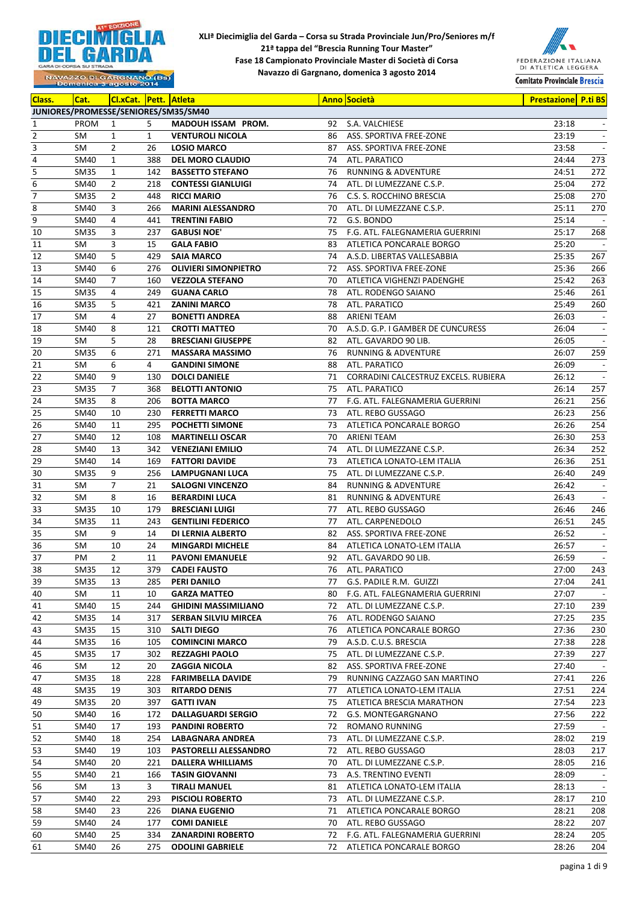**XLIª Diecimiglia del Garda – Corsa su Strada Provinciale Jun/Pro/Seniores m/f**
**21ª tappa del "Brescia Running Tour Master"**
**Fase 18 Campionato Provinciale Master di Società di Corsa**
**Navazzo di Gargnano, domenica 3 agosto 2014**

| Class. | Cat. | Cl.xCat. | Pett. | Atleta | Anno | Società | Prestazione | P.ti BS |
|---|---|---|---|---|---|---|---|---|
| **JUNIORES/PROMESSE/SENIORES/SM35/SM40** | | | | | | | | |
| 1 | PROM | 1 | 5 | **MADOUH ISSAM PROM.** | 92 | S.A. VALCHIESE | 23:18 | - |
| 2 | SM | 1 | 1 | **VENTUROLI NICOLA** | 86 | ASS. SPORTIVA FREE-ZONE | 23:19 | - |
| 3 | SM | 2 | 26 | **LOSIO MARCO** | 87 | ASS. SPORTIVA FREE-ZONE | 23:58 | - |
| 4 | SM40 | 1 | 388 | **DEL MORO CLAUDIO** | 74 | ATL. PARATICO | 24:44 | 273 |
| 5 | SM35 | 1 | 142 | **BASSETTO STEFANO** | 76 | RUNNING & ADVENTURE | 24:51 | 272 |
| 6 | SM40 | 2 | 218 | **CONTESSI GIANLUIGI** | 74 | ATL. DI LUMEZZANE C.S.P. | 25:04 | 272 |
| 7 | SM35 | 2 | 448 | **RICCI MARIO** | 76 | C.S. S. ROCCHINO BRESCIA | 25:08 | 270 |
| 8 | SM40 | 3 | 266 | **MARINI ALESSANDRO** | 70 | ATL. DI LUMEZZANE C.S.P. | 25:11 | 270 |
| 9 | SM40 | 4 | 441 | **TRENTINI FABIO** | 72 | G.S. BONDO | 25:14 | - |
| 10 | SM35 | 3 | 237 | **GABUSI NOE'** | 75 | F.G. ATL. FALEGNAMERIA GUERRINI | 25:17 | 268 |
| 11 | SM | 3 | 15 | **GALA FABIO** | 83 | ATLETICA PONCARALE BORGO | 25:20 | - |
| 12 | SM40 | 5 | 429 | **SAIA MARCO** | 74 | A.S.D. LIBERTAS VALLESABBIA | 25:35 | 267 |
| 13 | SM40 | 6 | 276 | **OLIVIERI SIMONPIETRO** | 72 | ASS. SPORTIVA FREE-ZONE | 25:36 | 266 |
| 14 | SM40 | 7 | 160 | **VEZZOLA STEFANO** | 70 | ATLETICA VIGHENZI PADENGHE | 25:42 | 263 |
| 15 | SM35 | 4 | 249 | **GUANA CARLO** | 78 | ATL. RODENGO SAIANO | 25:46 | 261 |
| 16 | SM35 | 5 | 421 | **ZANINI MARCO** | 78 | ATL. PARATICO | 25:49 | 260 |
| 17 | SM | 4 | 27 | **BONETTI ANDREA** | 88 | ARIENI TEAM | 26:03 | - |
| 18 | SM40 | 8 | 121 | **CROTTI MATTEO** | 70 | A.S.D. G.P. I GAMBER DE CUNCURESS | 26:04 | - |
| 19 | SM | 5 | 28 | **BRESCIANI GIUSEPPE** | 82 | ATL. GAVARDO 90 LIB. | 26:05 | - |
| 20 | SM35 | 6 | 271 | **MASSARA MASSIMO** | 76 | RUNNING & ADVENTURE | 26:07 | 259 |
| 21 | SM | 6 | 4 | **GANDINI SIMONE** | 88 | ATL. PARATICO | 26:09 | - |
| 22 | SM40 | 9 | 130 | **DOLCI DANIELE** | 71 | CORRADINI CALCESTRUZ EXCELS. RUBIERA | 26:12 | - |
| 23 | SM35 | 7 | 368 | **BELOTTI ANTONIO** | 75 | ATL. PARATICO | 26:14 | 257 |
| 24 | SM35 | 8 | 206 | **BOTTA MARCO** | 77 | F.G. ATL. FALEGNAMERIA GUERRINI | 26:21 | 256 |
| 25 | SM40 | 10 | 230 | **FERRETTI MARCO** | 73 | ATL. REBO GUSSAGO | 26:23 | 256 |
| 26 | SM40 | 11 | 295 | **POCHETTI SIMONE** | 73 | ATLETICA PONCARALE BORGO | 26:26 | 254 |
| 27 | SM40 | 12 | 108 | **MARTINELLI OSCAR** | 70 | ARIENI TEAM | 26:30 | 253 |
| 28 | SM40 | 13 | 342 | **VENEZIANI EMILIO** | 74 | ATL. DI LUMEZZANE C.S.P. | 26:34 | 252 |
| 29 | SM40 | 14 | 169 | **FATTORI DAVIDE** | 73 | ATLETICA LONATO-LEM ITALIA | 26:36 | 251 |
| 30 | SM35 | 9 | 256 | **LAMPUGNANI LUCA** | 75 | ATL. DI LUMEZZANE C.S.P. | 26:40 | 249 |
| 31 | SM | 7 | 21 | **SALOGNI VINCENZO** | 84 | RUNNING & ADVENTURE | 26:42 | - |
| 32 | SM | 8 | 16 | **BERARDINI LUCA** | 81 | RUNNING & ADVENTURE | 26:43 | - |
| 33 | SM35 | 10 | 179 | **BRESCIANI LUIGI** | 77 | ATL. REBO GUSSAGO | 26:46 | 246 |
| 34 | SM35 | 11 | 243 | **GENTILINI FEDERICO** | 77 | ATL. CARPENEDOLO | 26:51 | 245 |
| 35 | SM | 9 | 14 | **DI LERNIA ALBERTO** | 82 | ASS. SPORTIVA FREE-ZONE | 26:52 | - |
| 36 | SM | 10 | 24 | **MINGARDI MICHELE** | 84 | ATLETICA LONATO-LEM ITALIA | 26:57 | - |
| 37 | PM | 2 | 11 | **PAVONI EMANUELE** | 92 | ATL. GAVARDO 90 LIB. | 26:59 | - |
| 38 | SM35 | 12 | 379 | **CADEI FAUSTO** | 76 | ATL. PARATICO | 27:00 | 243 |
| 39 | SM35 | 13 | 285 | **PERI DANILO** | 77 | G.S. PADILE R.M. GUIZZI | 27:04 | 241 |
| 40 | SM | 11 | 10 | **GARZA MATTEO** | 80 | F.G. ATL. FALEGNAMERIA GUERRINI | 27:07 | - |
| 41 | SM40 | 15 | 244 | **GHIDINI MASSIMILIANO** | 72 | ATL. DI LUMEZZANE C.S.P. | 27:10 | 239 |
| 42 | SM35 | 14 | 317 | **SERBAN SILVIU MIRCEA** | 76 | ATL. RODENGO SAIANO | 27:25 | 235 |
| 43 | SM35 | 15 | 310 | **SALTI DIEGO** | 76 | ATLETICA PONCARALE BORGO | 27:36 | 230 |
| 44 | SM35 | 16 | 105 | **COMINCINI MARCO** | 79 | A.S.D. C.U.S. BRESCIA | 27:38 | 228 |
| 45 | SM35 | 17 | 302 | **REZZAGHI PAOLO** | 75 | ATL. DI LUMEZZANE C.S.P. | 27:39 | 227 |
| 46 | SM | 12 | 20 | **ZAGGIA NICOLA** | 82 | ASS. SPORTIVA FREE-ZONE | 27:40 | - |
| 47 | SM35 | 18 | 228 | **FARIMBELLA DAVIDE** | 79 | RUNNING CAZZAGO SAN MARTINO | 27:41 | 226 |
| 48 | SM35 | 19 | 303 | **RITARDO DENIS** | 77 | ATLETICA LONATO-LEM ITALIA | 27:51 | 224 |
| 49 | SM35 | 20 | 397 | **GATTI IVAN** | 75 | ATLETICA BRESCIA MARATHON | 27:54 | 223 |
| 50 | SM40 | 16 | 172 | **DALLAGUARDI SERGIO** | 72 | G.S. MONTEGARGNANO | 27:56 | 222 |
| 51 | SM40 | 17 | 193 | **PANDINI ROBERTO** | 72 | ROMANO RUNNING | 27:59 | - |
| 52 | SM40 | 18 | 254 | **LABAGNARA ANDREA** | 73 | ATL. DI LUMEZZANE C.S.P. | 28:02 | 219 |
| 53 | SM40 | 19 | 103 | **PASTORELLI ALESSANDRO** | 72 | ATL. REBO GUSSAGO | 28:03 | 217 |
| 54 | SM40 | 20 | 221 | **DALLERA WHILLIAMS** | 70 | ATL. DI LUMEZZANE C.S.P. | 28:05 | 216 |
| 55 | SM40 | 21 | 166 | **TASIN GIOVANNI** | 73 | A.S. TRENTINO EVENTI | 28:09 | - |
| 56 | SM | 13 | 3 | **TIRALI MANUEL** | 81 | ATLETICA LONATO-LEM ITALIA | 28:13 | - |
| 57 | SM40 | 22 | 293 | **PISCIOLI ROBERTO** | 73 | ATL. DI LUMEZZANE C.S.P. | 28:17 | 210 |
| 58 | SM40 | 23 | 226 | **DIANA EUGENIO** | 71 | ATLETICA PONCARALE BORGO | 28:21 | 208 |
| 59 | SM40 | 24 | 177 | **COMI DANIELE** | 70 | ATL. REBO GUSSAGO | 28:22 | 207 |
| 60 | SM40 | 25 | 334 | **ZANARDINI ROBERTO** | 72 | F.G. ATL. FALEGNAMERIA GUERRINI | 28:24 | 205 |
| 61 | SM40 | 26 | 275 | **ODOLINI GABRIELE** | 72 | ATLETICA PONCARALE BORGO | 28:26 | 204 |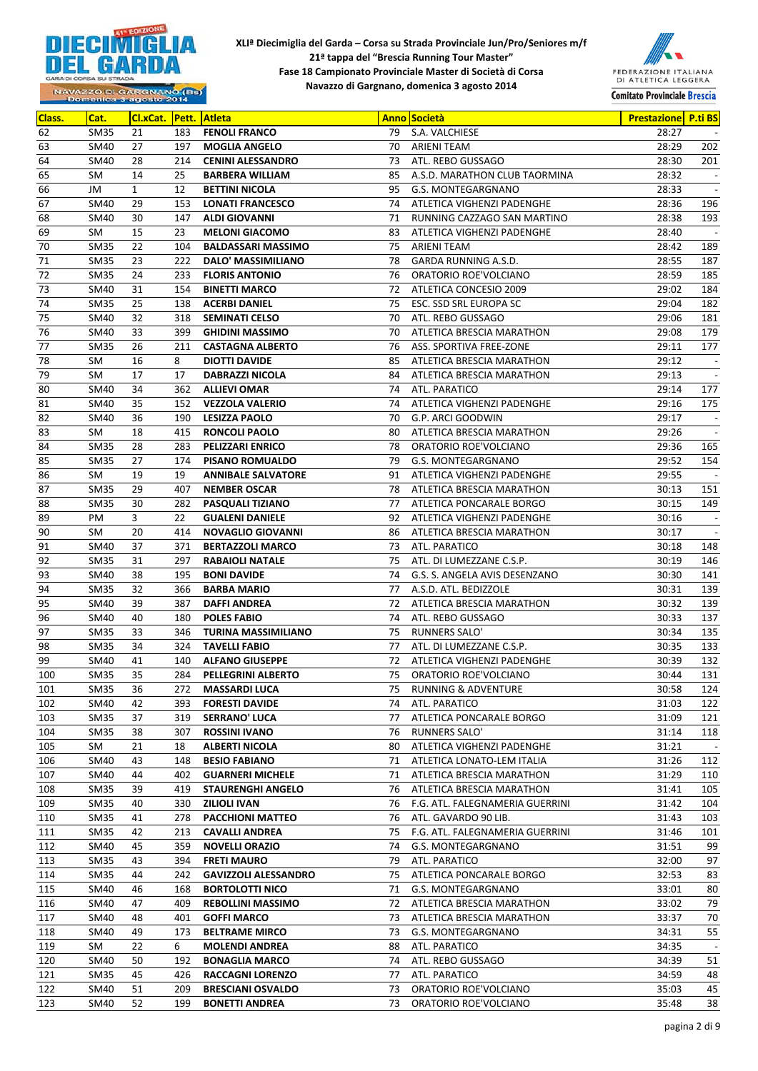XLIª Diecimiglia del Garda – Corsa su Strada Provinciale Jun/Pro/Seniores m/f
21ª tappa del "Brescia Running Tour Master"
Fase 18 Campionato Provinciale Master di Società di Corsa
Navazzo di Gargnano, domenica 3 agosto 2014

| Class. | Cat. | Cl.xCat. | Pett. | Atleta | Anno | Società | Prestazione | P.ti BS |
|---|---|---|---|---|---|---|---|---|
| 62 | SM35 | 21 | 183 | **FENOLI FRANCO** | 79 | S.A. VALCHIESE | 28:27 | - |
| 63 | SM40 | 27 | 197 | **MOGLIA ANGELO** | 70 | ARIENI TEAM | 28:29 | 202 |
| 64 | SM40 | 28 | 214 | **CENINI ALESSANDRO** | 73 | ATL. REBO GUSSAGO | 28:30 | 201 |
| 65 | SM | 14 | 25 | **BARBERA WILLIAM** | 85 | A.S.D. MARATHON CLUB TAORMINA | 28:32 | - |
| 66 | JM | 1 | 12 | **BETTINI NICOLA** | 95 | G.S. MONTEGARGNANO | 28:33 | - |
| 67 | SM40 | 29 | 153 | **LONATI FRANCESCO** | 74 | ATLETICA VIGHENZI PADENGHE | 28:36 | 196 |
| 68 | SM40 | 30 | 147 | **ALDI GIOVANNI** | 71 | RUNNING CAZZAGO SAN MARTINO | 28:38 | 193 |
| 69 | SM | 15 | 23 | **MELONI GIACOMO** | 83 | ATLETICA VIGHENZI PADENGHE | 28:40 | - |
| 70 | SM35 | 22 | 104 | **BALDASSARI MASSIMO** | 75 | ARIENI TEAM | 28:42 | 189 |
| 71 | SM35 | 23 | 222 | **DALO' MASSIMILIANO** | 78 | GARDA RUNNING A.S.D. | 28:55 | 187 |
| 72 | SM35 | 24 | 233 | **FLORIS ANTONIO** | 76 | ORATORIO ROE'VOLCIANO | 28:59 | 185 |
| 73 | SM40 | 31 | 154 | **BINETTI MARCO** | 72 | ATLETICA CONCESIO 2009 | 29:02 | 184 |
| 74 | SM35 | 25 | 138 | **ACERBI DANIEL** | 75 | ESC. SSD SRL EUROPA SC | 29:04 | 182 |
| 75 | SM40 | 32 | 318 | **SEMINATI CELSO** | 70 | ATL. REBO GUSSAGO | 29:06 | 181 |
| 76 | SM40 | 33 | 399 | **GHIDINI MASSIMO** | 70 | ATLETICA BRESCIA MARATHON | 29:08 | 179 |
| 77 | SM35 | 26 | 211 | **CASTAGNA ALBERTO** | 76 | ASS. SPORTIVA FREE-ZONE | 29:11 | 177 |
| 78 | SM | 16 | 8 | **DIOTTI DAVIDE** | 85 | ATLETICA BRESCIA MARATHON | 29:12 | - |
| 79 | SM | 17 | 17 | **DABRAZZI NICOLA** | 84 | ATLETICA BRESCIA MARATHON | 29:13 | - |
| 80 | SM40 | 34 | 362 | **ALLIEVI OMAR** | 74 | ATL. PARATICO | 29:14 | 177 |
| 81 | SM40 | 35 | 152 | **VEZZOLA VALERIO** | 74 | ATLETICA VIGHENZI PADENGHE | 29:16 | 175 |
| 82 | SM40 | 36 | 190 | **LESIZZA PAOLO** | 70 | G.P. ARCI GOODWIN | 29:17 | - |
| 83 | SM | 18 | 415 | **RONCOLI PAOLO** | 80 | ATLETICA BRESCIA MARATHON | 29:26 | - |
| 84 | SM35 | 28 | 283 | **PELIZZARI ENRICO** | 78 | ORATORIO ROE'VOLCIANO | 29:36 | 165 |
| 85 | SM35 | 27 | 174 | **PISANO ROMUALDO** | 79 | G.S. MONTEGARGNANO | 29:52 | 154 |
| 86 | SM | 19 | 19 | **ANNIBALE SALVATORE** | 91 | ATLETICA VIGHENZI PADENGHE | 29:55 | - |
| 87 | SM35 | 29 | 407 | **NEMBER OSCAR** | 78 | ATLETICA BRESCIA MARATHON | 30:13 | 151 |
| 88 | SM35 | 30 | 282 | **PASQUALI TIZIANO** | 77 | ATLETICA PONCARALE BORGO | 30:15 | 149 |
| 89 | PM | 3 | 22 | **GUALENI DANIELE** | 92 | ATLETICA VIGHENZI PADENGHE | 30:16 | - |
| 90 | SM | 20 | 414 | **NOVAGLIO GIOVANNI** | 86 | ATLETICA BRESCIA MARATHON | 30:17 | - |
| 91 | SM40 | 37 | 371 | **BERTAZZOLI MARCO** | 73 | ATL. PARATICO | 30:18 | 148 |
| 92 | SM35 | 31 | 297 | **RABAIOLI NATALE** | 75 | ATL. DI LUMEZZANE C.S.P. | 30:19 | 146 |
| 93 | SM40 | 38 | 195 | **BONI DAVIDE** | 74 | G.S. S. ANGELA AVIS DESENZANO | 30:30 | 141 |
| 94 | SM35 | 32 | 366 | **BARBA MARIO** | 77 | A.S.D. ATL. BEDIZZOLE | 30:31 | 139 |
| 95 | SM40 | 39 | 387 | **DAFFI ANDREA** | 72 | ATLETICA BRESCIA MARATHON | 30:32 | 139 |
| 96 | SM40 | 40 | 180 | **POLES FABIO** | 74 | ATL. REBO GUSSAGO | 30:33 | 137 |
| 97 | SM35 | 33 | 346 | **TURINA MASSIMILIANO** | 75 | RUNNERS SALO' | 30:34 | 135 |
| 98 | SM35 | 34 | 324 | **TAVELLI FABIO** | 77 | ATL. DI LUMEZZANE C.S.P. | 30:35 | 133 |
| 99 | SM40 | 41 | 140 | **ALFANO GIUSEPPE** | 72 | ATLETICA VIGHENZI PADENGHE | 30:39 | 132 |
| 100 | SM35 | 35 | 284 | **PELLEGRINI ALBERTO** | 75 | ORATORIO ROE'VOLCIANO | 30:44 | 131 |
| 101 | SM35 | 36 | 272 | **MASSARDI LUCA** | 75 | RUNNING & ADVENTURE | 30:58 | 124 |
| 102 | SM40 | 42 | 393 | **FORESTI DAVIDE** | 74 | ATL. PARATICO | 31:03 | 122 |
| 103 | SM35 | 37 | 319 | **SERRANO' LUCA** | 77 | ATLETICA PONCARALE BORGO | 31:09 | 121 |
| 104 | SM35 | 38 | 307 | **ROSSINI IVANO** | 76 | RUNNERS SALO' | 31:14 | 118 |
| 105 | SM | 21 | 18 | **ALBERTI NICOLA** | 80 | ATLETICA VIGHENZI PADENGHE | 31:21 | - |
| 106 | SM40 | 43 | 148 | **BESIO FABIANO** | 71 | ATLETICA LONATO-LEM ITALIA | 31:26 | 112 |
| 107 | SM40 | 44 | 402 | **GUARNERI MICHELE** | 71 | ATLETICA BRESCIA MARATHON | 31:29 | 110 |
| 108 | SM35 | 39 | 419 | **STAURENGHI ANGELO** | 76 | ATLETICA BRESCIA MARATHON | 31:41 | 105 |
| 109 | SM35 | 40 | 330 | **ZILIOLI IVAN** | 76 | F.G. ATL. FALEGNAMERIA GUERRINI | 31:42 | 104 |
| 110 | SM35 | 41 | 278 | **PACCHIONI MATTEO** | 76 | ATL. GAVARDO 90 LIB. | 31:43 | 103 |
| 111 | SM35 | 42 | 213 | **CAVALLI ANDREA** | 75 | F.G. ATL. FALEGNAMERIA GUERRINI | 31:46 | 101 |
| 112 | SM40 | 45 | 359 | **NOVELLI ORAZIO** | 74 | G.S. MONTEGARGNANO | 31:51 | 99 |
| 113 | SM35 | 43 | 394 | **FRETI MAURO** | 79 | ATL. PARATICO | 32:00 | 97 |
| 114 | SM35 | 44 | 242 | **GAVIZZOLI ALESSANDRO** | 75 | ATLETICA PONCARALE BORGO | 32:53 | 83 |
| 115 | SM40 | 46 | 168 | **BORTOLOTTI NICO** | 71 | G.S. MONTEGARGNANO | 33:01 | 80 |
| 116 | SM40 | 47 | 409 | **REBOLLINI MASSIMO** | 72 | ATLETICA BRESCIA MARATHON | 33:02 | 79 |
| 117 | SM40 | 48 | 401 | **GOFFI MARCO** | 73 | ATLETICA BRESCIA MARATHON | 33:37 | 70 |
| 118 | SM40 | 49 | 173 | **BELTRAME MIRCO** | 73 | G.S. MONTEGARGNANO | 34:31 | 55 |
| 119 | SM | 22 | 6 | **MOLENDI ANDREA** | 88 | ATL. PARATICO | 34:35 | - |
| 120 | SM40 | 50 | 192 | **BONAGLIA MARCO** | 74 | ATL. REBO GUSSAGO | 34:39 | 51 |
| 121 | SM35 | 45 | 426 | **RACCAGNI LORENZO** | 77 | ATL. PARATICO | 34:59 | 48 |
| 122 | SM40 | 51 | 209 | **BRESCIANI OSVALDO** | 73 | ORATORIO ROE'VOLCIANO | 35:03 | 45 |
| 123 | SM40 | 52 | 199 | **BONETTI ANDREA** | 73 | ORATORIO ROE'VOLCIANO | 35:48 | 38 |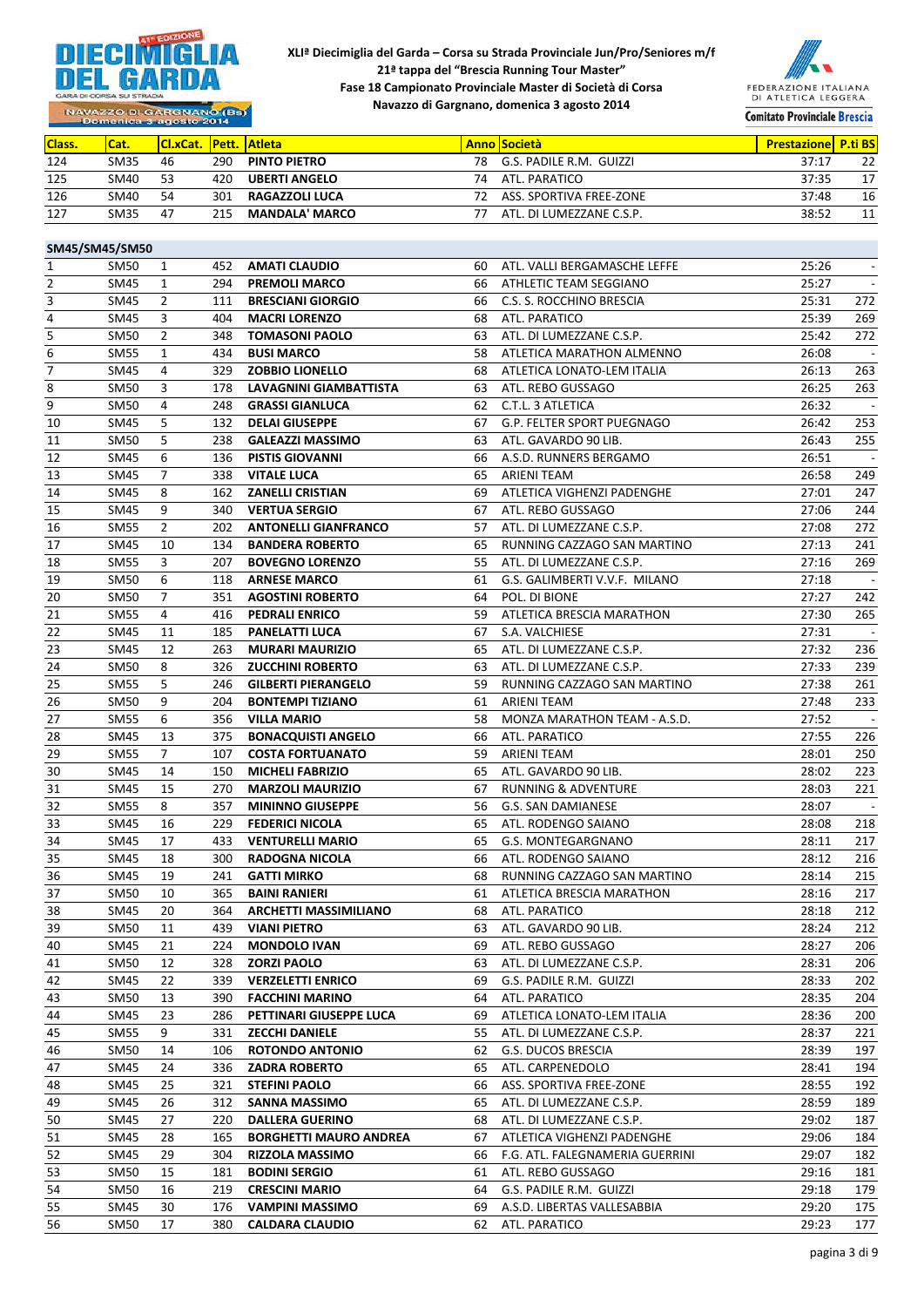**XLIª Diecimiglia del Garda – Corsa su Strada Provinciale Jun/Pro/Seniores m/f**
**21ª tappa del "Brescia Running Tour Master"**
**Fase 18 Campionato Provinciale Master di Società di Corsa**
**Navazzo di Gargnano, domenica 3 agosto 2014**

| Class. | Cat. | Cl.xCat. | Pett. | Atleta | Anno | Società | Prestazione | P.ti BS |
|---|---|---|---|---|---|---|---|---|
| 124 | SM35 | 46 | 290 | **PINTO PIETRO** | 78 | G.S. PADILE R.M. GUIZZI | 37:17 | 22 |
| 125 | SM40 | 53 | 420 | **UBERTI ANGELO** | 74 | ATL. PARATICO | 37:35 | 17 |
| 126 | SM40 | 54 | 301 | **RAGAZZOLI LUCA** | 72 | ASS. SPORTIVA FREE-ZONE | 37:48 | 16 |
| 127 | SM35 | 47 | 215 | **MANDALA' MARCO** | 77 | ATL. DI LUMEZZANE C.S.P. | 38:52 | 11 |
| **SM45/SM45/SM50** | | | | | | | | |
| 1 | SM50 | 1 | 452 | **AMATI CLAUDIO** | 60 | ATL. VALLI BERGAMASCHE LEFFE | 25:26 | - |
| 2 | SM45 | 1 | 294 | **PREMOLI MARCO** | 66 | ATHLETIC TEAM SEGGIANO | 25:27 | - |
| 3 | SM45 | 2 | 111 | **BRESCIANI GIORGIO** | 66 | C.S. S. ROCCHINO BRESCIA | 25:31 | 272 |
| 4 | SM45 | 3 | 404 | **MACRI LORENZO** | 68 | ATL. PARATICO | 25:39 | 269 |
| 5 | SM50 | 2 | 348 | **TOMASONI PAOLO** | 63 | ATL. DI LUMEZZANE C.S.P. | 25:42 | 272 |
| 6 | SM55 | 1 | 434 | **BUSI MARCO** | 58 | ATLETICA MARATHON ALMENNO | 26:08 | - |
| 7 | SM45 | 4 | 329 | **ZOBBIO LIONELLO** | 68 | ATLETICA LONATO-LEM ITALIA | 26:13 | 263 |
| 8 | SM50 | 3 | 178 | **LAVAGNINI GIAMBATTISTA** | 63 | ATL. REBO GUSSAGO | 26:25 | 263 |
| 9 | SM50 | 4 | 248 | **GRASSI GIANLUCA** | 62 | C.T.L. 3 ATLETICA | 26:32 | - |
| 10 | SM45 | 5 | 132 | **DELAI GIUSEPPE** | 67 | G.P. FELTER SPORT PUEGNAGO | 26:42 | 253 |
| 11 | SM50 | 5 | 238 | **GALEAZZI MASSIMO** | 63 | ATL. GAVARDO 90 LIB. | 26:43 | 255 |
| 12 | SM45 | 6 | 136 | **PISTIS GIOVANNI** | 66 | A.S.D. RUNNERS BERGAMO | 26:51 | - |
| 13 | SM45 | 7 | 338 | **VITALE LUCA** | 65 | ARIENI TEAM | 26:58 | 249 |
| 14 | SM45 | 8 | 162 | **ZANELLI CRISTIAN** | 69 | ATLETICA VIGHENZI PADENGHE | 27:01 | 247 |
| 15 | SM45 | 9 | 340 | **VERTUA SERGIO** | 67 | ATL. REBO GUSSAGO | 27:06 | 244 |
| 16 | SM55 | 2 | 202 | **ANTONELLI GIANFRANCO** | 57 | ATL. DI LUMEZZANE C.S.P. | 27:08 | 272 |
| 17 | SM45 | 10 | 134 | **BANDERA ROBERTO** | 65 | RUNNING CAZZAGO SAN MARTINO | 27:13 | 241 |
| 18 | SM55 | 3 | 207 | **BOVEGNO LORENZO** | 55 | ATL. DI LUMEZZANE C.S.P. | 27:16 | 269 |
| 19 | SM50 | 6 | 118 | **ARNESE MARCO** | 61 | G.S. GALIMBERTI V.V.F. MILANO | 27:18 | - |
| 20 | SM50 | 7 | 351 | **AGOSTINI ROBERTO** | 64 | POL. DI BIONE | 27:27 | 242 |
| 21 | SM55 | 4 | 416 | **PEDRALI ENRICO** | 59 | ATLETICA BRESCIA MARATHON | 27:30 | 265 |
| 22 | SM45 | 11 | 185 | **PANELATTI LUCA** | 67 | S.A. VALCHIESE | 27:31 | - |
| 23 | SM45 | 12 | 263 | **MURARI MAURIZIO** | 65 | ATL. DI LUMEZZANE C.S.P. | 27:32 | 236 |
| 24 | SM50 | 8 | 326 | **ZUCCHINI ROBERTO** | 63 | ATL. DI LUMEZZANE C.S.P. | 27:33 | 239 |
| 25 | SM55 | 5 | 246 | **GILBERTI PIERANGELO** | 59 | RUNNING CAZZAGO SAN MARTINO | 27:38 | 261 |
| 26 | SM50 | 9 | 204 | **BONTEMPI TIZIANO** | 61 | ARIENI TEAM | 27:48 | 233 |
| 27 | SM55 | 6 | 356 | **VILLA MARIO** | 58 | MONZA MARATHON TEAM - A.S.D. | 27:52 | - |
| 28 | SM45 | 13 | 375 | **BONACQUISTI ANGELO** | 66 | ATL. PARATICO | 27:55 | 226 |
| 29 | SM55 | 7 | 107 | **COSTA FORTUANATO** | 59 | ARIENI TEAM | 28:01 | 250 |
| 30 | SM45 | 14 | 150 | **MICHELI FABRIZIO** | 65 | ATL. GAVARDO 90 LIB. | 28:02 | 223 |
| 31 | SM45 | 15 | 270 | **MARZOLI MAURIZIO** | 67 | RUNNING & ADVENTURE | 28:03 | 221 |
| 32 | SM55 | 8 | 357 | **MININNO GIUSEPPE** | 56 | G.S. SAN DAMIANESE | 28:07 | - |
| 33 | SM45 | 16 | 229 | **FEDERICI NICOLA** | 65 | ATL. RODENGO SAIANO | 28:08 | 218 |
| 34 | SM45 | 17 | 433 | **VENTURELLI MARIO** | 65 | G.S. MONTEGARGNANO | 28:11 | 217 |
| 35 | SM45 | 18 | 300 | **RADOGNA NICOLA** | 66 | ATL. RODENGO SAIANO | 28:12 | 216 |
| 36 | SM45 | 19 | 241 | **GATTI MIRKO** | 68 | RUNNING CAZZAGO SAN MARTINO | 28:14 | 215 |
| 37 | SM50 | 10 | 365 | **BAINI RANIERI** | 61 | ATLETICA BRESCIA MARATHON | 28:16 | 217 |
| 38 | SM45 | 20 | 364 | **ARCHETTI MASSIMILIANO** | 68 | ATL. PARATICO | 28:18 | 212 |
| 39 | SM50 | 11 | 439 | **VIANI PIETRO** | 63 | ATL. GAVARDO 90 LIB. | 28:24 | 212 |
| 40 | SM45 | 21 | 224 | **MONDOLO IVAN** | 69 | ATL. REBO GUSSAGO | 28:27 | 206 |
| 41 | SM50 | 12 | 328 | **ZORZI PAOLO** | 63 | ATL. DI LUMEZZANE C.S.P. | 28:31 | 206 |
| 42 | SM45 | 22 | 339 | **VERZELETTI ENRICO** | 69 | G.S. PADILE R.M. GUIZZI | 28:33 | 202 |
| 43 | SM50 | 13 | 390 | **FACCHINI MARINO** | 64 | ATL. PARATICO | 28:35 | 204 |
| 44 | SM45 | 23 | 286 | **PETTINARI GIUSEPPE LUCA** | 69 | ATLETICA LONATO-LEM ITALIA | 28:36 | 200 |
| 45 | SM55 | 9 | 331 | **ZECCHI DANIELE** | 55 | ATL. DI LUMEZZANE C.S.P. | 28:37 | 221 |
| 46 | SM50 | 14 | 106 | **ROTONDO ANTONIO** | 62 | G.S. DUCOS BRESCIA | 28:39 | 197 |
| 47 | SM45 | 24 | 336 | **ZADRA ROBERTO** | 65 | ATL. CARPENEDOLO | 28:41 | 194 |
| 48 | SM45 | 25 | 321 | **STEFINI PAOLO** | 66 | ASS. SPORTIVA FREE-ZONE | 28:55 | 192 |
| 49 | SM45 | 26 | 312 | **SANNA MASSIMO** | 65 | ATL. DI LUMEZZANE C.S.P. | 28:59 | 189 |
| 50 | SM45 | 27 | 220 | **DALLERA GUERINO** | 68 | ATL. DI LUMEZZANE C.S.P. | 29:02 | 187 |
| 51 | SM45 | 28 | 165 | **BORGHETTI MAURO ANDREA** | 67 | ATLETICA VIGHENZI PADENGHE | 29:06 | 184 |
| 52 | SM45 | 29 | 304 | **RIZZOLA MASSIMO** | 66 | F.G. ATL. FALEGNAMERIA GUERRINI | 29:07 | 182 |
| 53 | SM50 | 15 | 181 | **BODINI SERGIO** | 61 | ATL. REBO GUSSAGO | 29:16 | 181 |
| 54 | SM50 | 16 | 219 | **CRESCINI MARIO** | 64 | G.S. PADILE R.M. GUIZZI | 29:18 | 179 |
| 55 | SM45 | 30 | 176 | **VAMPINI MASSIMO** | 69 | A.S.D. LIBERTAS VALLESABBIA | 29:20 | 175 |
| 56 | SM50 | 17 | 380 | **CALDARA CLAUDIO** | 62 | ATL. PARATICO | 29:23 | 177 |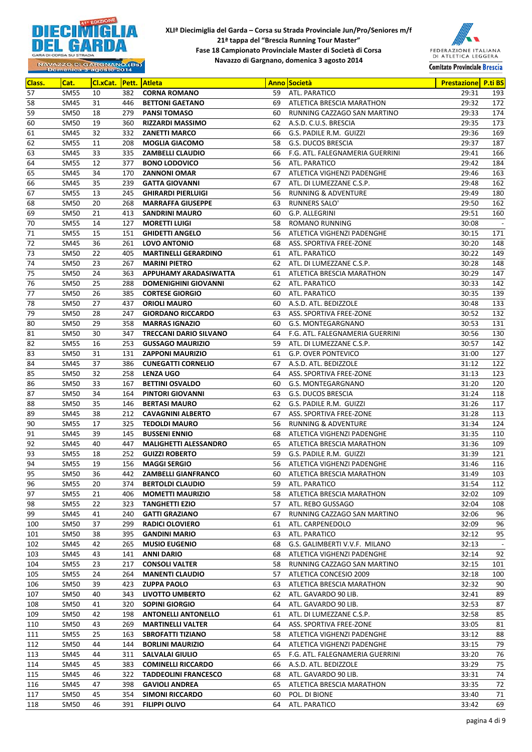**XLIª Diecimiglia del Garda – Corsa su Strada Provinciale Jun/Pro/Seniores m/f**
**21ª tappa del "Brescia Running Tour Master"**
**Fase 18 Campionato Provinciale Master di Società di Corsa**
**Navazzo di Gargnano, domenica 3 agosto 2014**

| Class. | Cat. | Cl.xCat. | Pett. | Atleta | Anno | Società | Prestazione | P.ti BS |
|---|---|---|---|---|---|---|---|---|
| 57 | SM55 | 10 | 382 | CORNA ROMANO | 59 | ATL. PARATICO | 29:31 | 193 |
| 58 | SM45 | 31 | 446 | BETTONI GAETANO | 69 | ATLETICA BRESCIA MARATHON | 29:32 | 172 |
| 59 | SM50 | 18 | 279 | PANSI TOMASO | 60 | RUNNING CAZZAGO SAN MARTINO | 29:33 | 174 |
| 60 | SM50 | 19 | 360 | RIZZARDI MASSIMO | 62 | A.S.D. C.U.S. BRESCIA | 29:35 | 173 |
| 61 | SM45 | 32 | 332 | ZANETTI MARCO | 66 | G.S. PADILE R.M. GUIZZI | 29:36 | 169 |
| 62 | SM55 | 11 | 208 | MOGLIA GIACOMO | 58 | G.S. DUCOS BRESCIA | 29:37 | 187 |
| 63 | SM45 | 33 | 335 | ZAMBELLI CLAUDIO | 66 | F.G. ATL. FALEGNAMERIA GUERRINI | 29:41 | 166 |
| 64 | SM55 | 12 | 377 | BONO LODOVICO | 56 | ATL. PARATICO | 29:42 | 184 |
| 65 | SM45 | 34 | 170 | ZANNONI OMAR | 67 | ATLETICA VIGHENZI PADENGHE | 29:46 | 163 |
| 66 | SM45 | 35 | 239 | GATTA GIOVANNI | 67 | ATL. DI LUMEZZANE C.S.P. | 29:48 | 162 |
| 67 | SM55 | 13 | 245 | GHIRARDI PIERLUIGI | 56 | RUNNING & ADVENTURE | 29:49 | 180 |
| 68 | SM50 | 20 | 268 | MARRAFFA GIUSEPPE | 63 | RUNNERS SALO' | 29:50 | 162 |
| 69 | SM50 | 21 | 413 | SANDRINI MAURO | 60 | G.P. ALLEGRINI | 29:51 | 160 |
| 70 | SM55 | 14 | 127 | MORETTI LUIGI | 58 | ROMANO RUNNING | 30:08 | - |
| 71 | SM55 | 15 | 151 | GHIDETTI ANGELO | 56 | ATLETICA VIGHENZI PADENGHE | 30:15 | 171 |
| 72 | SM45 | 36 | 261 | LOVO ANTONIO | 68 | ASS. SPORTIVA FREE-ZONE | 30:20 | 148 |
| 73 | SM50 | 22 | 405 | MARTINELLI GERARDINO | 61 | ATL. PARATICO | 30:22 | 149 |
| 74 | SM50 | 23 | 267 | MARINI PIETRO | 62 | ATL. DI LUMEZZANE C.S.P. | 30:28 | 148 |
| 75 | SM50 | 24 | 363 | APPUHAMY ARADASIWATTA | 61 | ATLETICA BRESCIA MARATHON | 30:29 | 147 |
| 76 | SM50 | 25 | 288 | DOMENIGHINI GIOVANNI | 62 | ATL. PARATICO | 30:33 | 142 |
| 77 | SM50 | 26 | 385 | CORTESE GIORGIO | 60 | ATL. PARATICO | 30:35 | 139 |
| 78 | SM50 | 27 | 437 | ORIOLI MAURO | 60 | A.S.D. ATL. BEDIZZOLE | 30:48 | 133 |
| 79 | SM50 | 28 | 247 | GIORDANO RICCARDO | 63 | ASS. SPORTIVA FREE-ZONE | 30:52 | 132 |
| 80 | SM50 | 29 | 358 | MARRAS IGNAZIO | 60 | G.S. MONTEGARGNANO | 30:53 | 131 |
| 81 | SM50 | 30 | 347 | TRECCANI DARIO SILVANO | 64 | F.G. ATL. FALEGNAMERIA GUERRINI | 30:56 | 130 |
| 82 | SM55 | 16 | 253 | GUSSAGO MAURIZIO | 59 | ATL. DI LUMEZZANE C.S.P. | 30:57 | 142 |
| 83 | SM50 | 31 | 131 | ZAPPONI MAURIZIO | 61 | G.P. OVER PONTEVICO | 31:00 | 127 |
| 84 | SM45 | 37 | 386 | CUNEGATTI CORNELIO | 67 | A.S.D. ATL. BEDIZZOLE | 31:12 | 122 |
| 85 | SM50 | 32 | 258 | LENZA UGO | 64 | ASS. SPORTIVA FREE-ZONE | 31:13 | 123 |
| 86 | SM50 | 33 | 167 | BETTINI OSVALDO | 60 | G.S. MONTEGARGNANO | 31:20 | 120 |
| 87 | SM50 | 34 | 164 | PINTORI GIOVANNI | 63 | G.S. DUCOS BRESCIA | 31:24 | 118 |
| 88 | SM50 | 35 | 146 | BERTASI MAURO | 62 | G.S. PADILE R.M. GUIZZI | 31:26 | 117 |
| 89 | SM45 | 38 | 212 | CAVAGNINI ALBERTO | 67 | ASS. SPORTIVA FREE-ZONE | 31:28 | 113 |
| 90 | SM55 | 17 | 325 | TEDOLDI MAURO | 56 | RUNNING & ADVENTURE | 31:34 | 124 |
| 91 | SM45 | 39 | 145 | BUSSENI ENNIO | 68 | ATLETICA VIGHENZI PADENGHE | 31:35 | 110 |
| 92 | SM45 | 40 | 447 | MALIGHETTI ALESSANDRO | 65 | ATLETICA BRESCIA MARATHON | 31:36 | 109 |
| 93 | SM55 | 18 | 252 | GUIZZI ROBERTO | 59 | G.S. PADILE R.M. GUIZZI | 31:39 | 121 |
| 94 | SM55 | 19 | 156 | MAGGI SERGIO | 56 | ATLETICA VIGHENZI PADENGHE | 31:46 | 116 |
| 95 | SM50 | 36 | 442 | ZAMBELLI GIANFRANCO | 60 | ATLETICA BRESCIA MARATHON | 31:49 | 103 |
| 96 | SM55 | 20 | 374 | BERTOLDI CLAUDIO | 59 | ATL. PARATICO | 31:54 | 112 |
| 97 | SM55 | 21 | 406 | MOMETTI MAURIZIO | 58 | ATLETICA BRESCIA MARATHON | 32:02 | 109 |
| 98 | SM55 | 22 | 323 | TANGHETTI EZIO | 57 | ATL. REBO GUSSAGO | 32:04 | 108 |
| 99 | SM45 | 41 | 240 | GATTI GRAZIANO | 67 | RUNNING CAZZAGO SAN MARTINO | 32:06 | 96 |
| 100 | SM50 | 37 | 299 | RADICI OLOVIERO | 61 | ATL. CARPENEDOLO | 32:09 | 96 |
| 101 | SM50 | 38 | 395 | GANDINI MARIO | 63 | ATL. PARATICO | 32:12 | 95 |
| 102 | SM45 | 42 | 265 | MUSIO EUGENIO | 68 | G.S. GALIMBERTI V.V.F. MILANO | 32:13 | - |
| 103 | SM45 | 43 | 141 | ANNI DARIO | 68 | ATLETICA VIGHENZI PADENGHE | 32:14 | 92 |
| 104 | SM55 | 23 | 217 | CONSOLI VALTER | 58 | RUNNING CAZZAGO SAN MARTINO | 32:15 | 101 |
| 105 | SM55 | 24 | 264 | MANENTI CLAUDIO | 57 | ATLETICA CONCESIO 2009 | 32:18 | 100 |
| 106 | SM50 | 39 | 423 | ZUPPA PAOLO | 63 | ATLETICA BRESCIA MARATHON | 32:32 | 90 |
| 107 | SM50 | 40 | 343 | LIVOTTO UMBERTO | 62 | ATL. GAVARDO 90 LIB. | 32:41 | 89 |
| 108 | SM50 | 41 | 320 | SOPINI GIORGIO | 64 | ATL. GAVARDO 90 LIB. | 32:53 | 87 |
| 109 | SM50 | 42 | 198 | ANTONELLI ANTONELLO | 61 | ATL. DI LUMEZZANE C.S.P. | 32:58 | 85 |
| 110 | SM50 | 43 | 269 | MARTINELLI VALTER | 64 | ASS. SPORTIVA FREE-ZONE | 33:05 | 81 |
| 111 | SM55 | 25 | 163 | SBROFATTI TIZIANO | 58 | ATLETICA VIGHENZI PADENGHE | 33:12 | 88 |
| 112 | SM50 | 44 | 144 | BORLINI MAURIZIO | 64 | ATLETICA VIGHENZI PADENGHE | 33:15 | 79 |
| 113 | SM45 | 44 | 311 | SALVALAI GIULIO | 65 | F.G. ATL. FALEGNAMERIA GUERRINI | 33:20 | 76 |
| 114 | SM45 | 45 | 383 | COMINELLI RICCARDO | 66 | A.S.D. ATL. BEDIZZOLE | 33:29 | 75 |
| 115 | SM45 | 46 | 322 | TADDEOLINI FRANCESCO | 68 | ATL. GAVARDO 90 LIB. | 33:31 | 74 |
| 116 | SM45 | 47 | 398 | GAVIOLI ANDREA | 65 | ATLETICA BRESCIA MARATHON | 33:35 | 72 |
| 117 | SM50 | 45 | 354 | SIMONI RICCARDO | 60 | POL. DI BIONE | 33:40 | 71 |
| 118 | SM50 | 46 | 391 | FILIPPI OLIVO | 64 | ATL. PARATICO | 33:42 | 69 |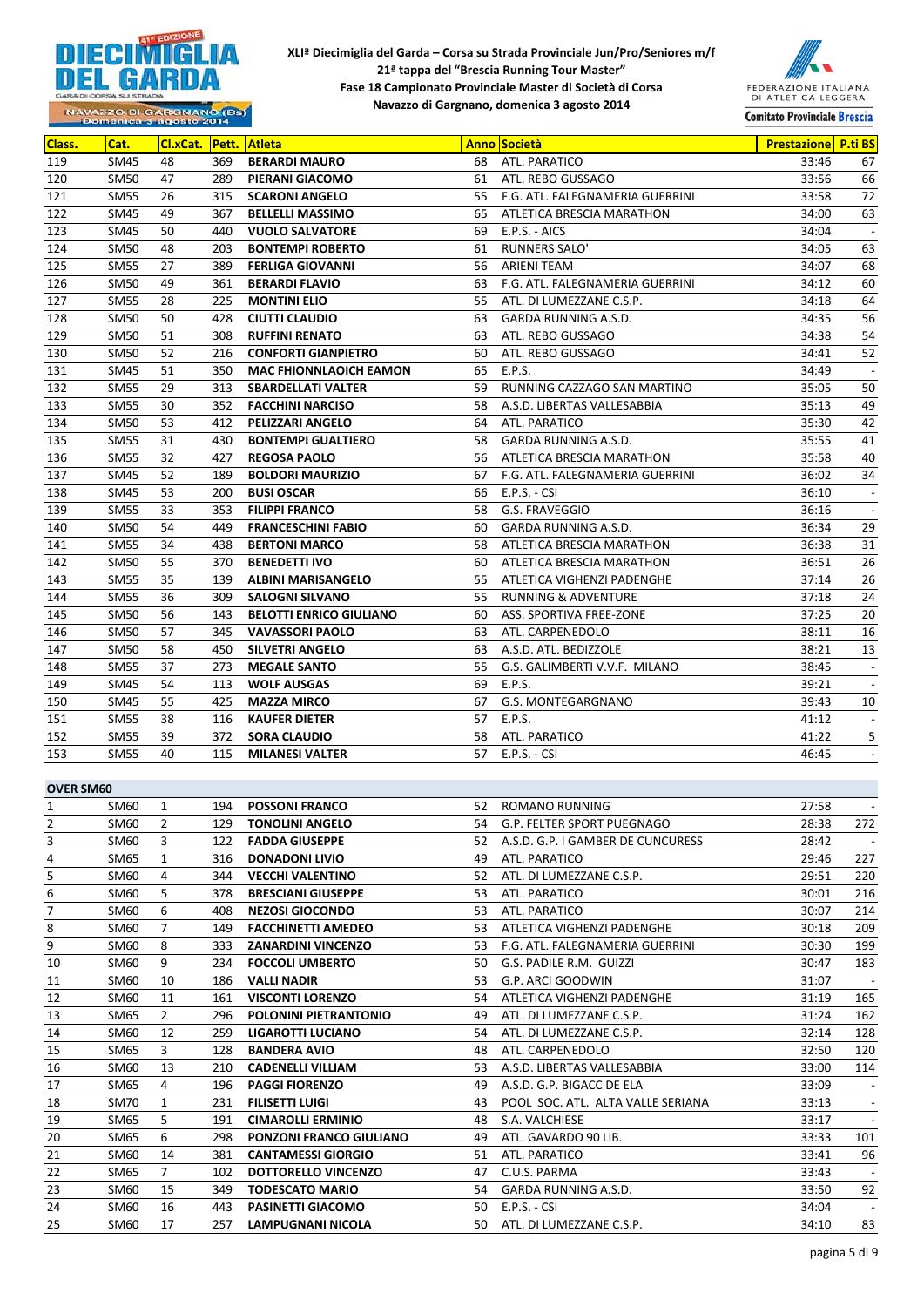**XLIª Diecimiglia del Garda – Corsa su Strada Provinciale Jun/Pro/Seniores m/f**
**21ª tappa del "Brescia Running Tour Master"**
**Fase 18 Campionato Provinciale Master di Società di Corsa**
**Navazzo di Gargnano, domenica 3 agosto 2014**

| Class. | Cat. | Cl.xCat. | Pett. | Atleta | Anno | Società | Prestazione | P.ti BS |
|---|---|---|---|---|---|---|---|---|
| 119 | SM45 | 48 | 369 | **BERARDI MAURO** | 68 | ATL. PARATICO | 33:46 | 67 |
| 120 | SM50 | 47 | 289 | **PIERANI GIACOMO** | 61 | ATL. REBO GUSSAGO | 33:56 | 66 |
| 121 | SM55 | 26 | 315 | **SCARONI ANGELO** | 55 | F.G. ATL. FALEGNAMERIA GUERRINI | 33:58 | 72 |
| 122 | SM45 | 49 | 367 | **BELLELLI MASSIMO** | 65 | ATLETICA BRESCIA MARATHON | 34:00 | 63 |
| 123 | SM45 | 50 | 440 | **VUOLO SALVATORE** | 69 | E.P.S. - AICS | 34:04 | - |
| 124 | SM50 | 48 | 203 | **BONTEMPI ROBERTO** | 61 | RUNNERS SALO' | 34:05 | 63 |
| 125 | SM55 | 27 | 389 | **FERLIGA GIOVANNI** | 56 | ARIENI TEAM | 34:07 | 68 |
| 126 | SM50 | 49 | 361 | **BERARDI FLAVIO** | 63 | F.G. ATL. FALEGNAMERIA GUERRINI | 34:12 | 60 |
| 127 | SM55 | 28 | 225 | **MONTINI ELIO** | 55 | ATL. DI LUMEZZANE C.S.P. | 34:18 | 64 |
| 128 | SM50 | 50 | 428 | **CIUTTI CLAUDIO** | 63 | GARDA RUNNING A.S.D. | 34:35 | 56 |
| 129 | SM50 | 51 | 308 | **RUFFINI RENATO** | 63 | ATL. REBO GUSSAGO | 34:38 | 54 |
| 130 | SM50 | 52 | 216 | **CONFORTI GIANPIETRO** | 60 | ATL. REBO GUSSAGO | 34:41 | 52 |
| 131 | SM45 | 51 | 350 | **MAC FHIONNLAOICH EAMON** | 65 | E.P.S. | 34:49 | - |
| 132 | SM55 | 29 | 313 | **SBARDELLATI VALTER** | 59 | RUNNING CAZZAGO SAN MARTINO | 35:05 | 50 |
| 133 | SM55 | 30 | 352 | **FACCHINI NARCISO** | 58 | A.S.D. LIBERTAS VALLESABBIA | 35:13 | 49 |
| 134 | SM50 | 53 | 412 | **PELIZZARI ANGELO** | 64 | ATL. PARATICO | 35:30 | 42 |
| 135 | SM55 | 31 | 430 | **BONTEMPI GUALTIERO** | 58 | GARDA RUNNING A.S.D. | 35:55 | 41 |
| 136 | SM55 | 32 | 427 | **REGOSA PAOLO** | 56 | ATLETICA BRESCIA MARATHON | 35:58 | 40 |
| 137 | SM45 | 52 | 189 | **BOLDORI MAURIZIO** | 67 | F.G. ATL. FALEGNAMERIA GUERRINI | 36:02 | 34 |
| 138 | SM45 | 53 | 200 | **BUSI OSCAR** | 66 | E.P.S. - CSI | 36:10 | - |
| 139 | SM55 | 33 | 353 | **FILIPPI FRANCO** | 58 | G.S. FRAVEGGIO | 36:16 | - |
| 140 | SM50 | 54 | 449 | **FRANCESCHINI FABIO** | 60 | GARDA RUNNING A.S.D. | 36:34 | 29 |
| 141 | SM55 | 34 | 438 | **BERTONI MARCO** | 58 | ATLETICA BRESCIA MARATHON | 36:38 | 31 |
| 142 | SM50 | 55 | 370 | **BENEDETTI IVO** | 60 | ATLETICA BRESCIA MARATHON | 36:51 | 26 |
| 143 | SM55 | 35 | 139 | **ALBINI MARISANGELO** | 55 | ATLETICA VIGHENZI PADENGHE | 37:14 | 26 |
| 144 | SM55 | 36 | 309 | **SALOGNI SILVANO** | 55 | RUNNING & ADVENTURE | 37:18 | 24 |
| 145 | SM50 | 56 | 143 | **BELOTTI ENRICO GIULIANO** | 60 | ASS. SPORTIVA FREE-ZONE | 37:25 | 20 |
| 146 | SM50 | 57 | 345 | **VAVASSORI PAOLO** | 63 | ATL. CARPENEDOLO | 38:11 | 16 |
| 147 | SM50 | 58 | 450 | **SILVETRI ANGELO** | 63 | A.S.D. ATL. BEDIZZOLE | 38:21 | 13 |
| 148 | SM55 | 37 | 273 | **MEGALE SANTO** | 55 | G.S. GALIMBERTI V.V.F. MILANO | 38:45 | - |
| 149 | SM45 | 54 | 113 | **WOLF AUSGAS** | 69 | E.P.S. | 39:21 | - |
| 150 | SM45 | 55 | 425 | **MAZZA MIRCO** | 67 | G.S. MONTEGARGNANO | 39:43 | 10 |
| 151 | SM55 | 38 | 116 | **KAUFER DIETER** | 57 | E.P.S. | 41:12 | - |
| 152 | SM55 | 39 | 372 | **SORA CLAUDIO** | 58 | ATL. PARATICO | 41:22 | 5 |
| 153 | SM55 | 40 | 115 | **MILANESI VALTER** | 57 | E.P.S. - CSI | 46:45 | - |

**OVER SM60**

| Class. | Cat. | Cl.xCat. | Pett. | Atleta | Anno | Società | Prestazione | P.ti BS |
|---|---|---|---|---|---|---|---|---|
| 1 | SM60 | 1 | 194 | **POSSONI FRANCO** | 52 | ROMANO RUNNING | 27:58 | - |
| 2 | SM60 | 2 | 129 | **TONOLINI ANGELO** | 54 | G.P. FELTER SPORT PUEGNAGO | 28:38 | 272 |
| 3 | SM60 | 3 | 122 | **FADDA GIUSEPPE** | 52 | A.S.D. G.P. I GAMBER DE CUNCURESS | 28:42 | - |
| 4 | SM65 | 1 | 316 | **DONADONI LIVIO** | 49 | ATL. PARATICO | 29:46 | 227 |
| 5 | SM60 | 4 | 344 | **VECCHI VALENTINO** | 52 | ATL. DI LUMEZZANE C.S.P. | 29:51 | 220 |
| 6 | SM60 | 5 | 378 | **BRESCIANI GIUSEPPE** | 53 | ATL. PARATICO | 30:01 | 216 |
| 7 | SM60 | 6 | 408 | **NEZOSI GIOCONDO** | 53 | ATL. PARATICO | 30:07 | 214 |
| 8 | SM60 | 7 | 149 | **FACCHINETTI AMEDEO** | 53 | ATLETICA VIGHENZI PADENGHE | 30:18 | 209 |
| 9 | SM60 | 8 | 333 | **ZANARDINI VINCENZO** | 53 | F.G. ATL. FALEGNAMERIA GUERRINI | 30:30 | 199 |
| 10 | SM60 | 9 | 234 | **FOCCOLI UMBERTO** | 50 | G.S. PADILE R.M. GUIZZI | 30:47 | 183 |
| 11 | SM60 | 10 | 186 | **VALLI NADIR** | 53 | G.P. ARCI GOODWIN | 31:07 | - |
| 12 | SM60 | 11 | 161 | **VISCONTI LORENZO** | 54 | ATLETICA VIGHENZI PADENGHE | 31:19 | 165 |
| 13 | SM65 | 2 | 296 | **POLONINI PIETRANTONIO** | 49 | ATL. DI LUMEZZANE C.S.P. | 31:24 | 162 |
| 14 | SM60 | 12 | 259 | **LIGAROTTI LUCIANO** | 54 | ATL. DI LUMEZZANE C.S.P. | 32:14 | 128 |
| 15 | SM65 | 3 | 128 | **BANDERA AVIO** | 48 | ATL. CARPENEDOLO | 32:50 | 120 |
| 16 | SM60 | 13 | 210 | **CADENELLI VILLIAM** | 53 | A.S.D. LIBERTAS VALLESABBIA | 33:00 | 114 |
| 17 | SM65 | 4 | 196 | **PAGGI FIORENZO** | 49 | A.S.D. G.P. BIGACC DE ELA | 33:09 | - |
| 18 | SM70 | 1 | 231 | **FILISETTI LUIGI** | 43 | POOL SOC. ATL. ALTA VALLE SERIANA | 33:13 | - |
| 19 | SM65 | 5 | 191 | **CIMAROLLI ERMINIO** | 48 | S.A. VALCHIESE | 33:17 | - |
| 20 | SM65 | 6 | 298 | **PONZONI FRANCO GIULIANO** | 49 | ATL. GAVARDO 90 LIB. | 33:33 | 101 |
| 21 | SM60 | 14 | 381 | **CANTAMESSI GIORGIO** | 51 | ATL. PARATICO | 33:41 | 96 |
| 22 | SM65 | 7 | 102 | **DOTTORELLO VINCENZO** | 47 | C.U.S. PARMA | 33:43 | - |
| 23 | SM60 | 15 | 349 | **TODESCATO MARIO** | 54 | GARDA RUNNING A.S.D. | 33:50 | 92 |
| 24 | SM60 | 16 | 443 | **PASINETTI GIACOMO** | 50 | E.P.S. - CSI | 34:04 | - |
| 25 | SM60 | 17 | 257 | **LAMPUGNANI NICOLA** | 50 | ATL. DI LUMEZZANE C.S.P. | 34:10 | 83 |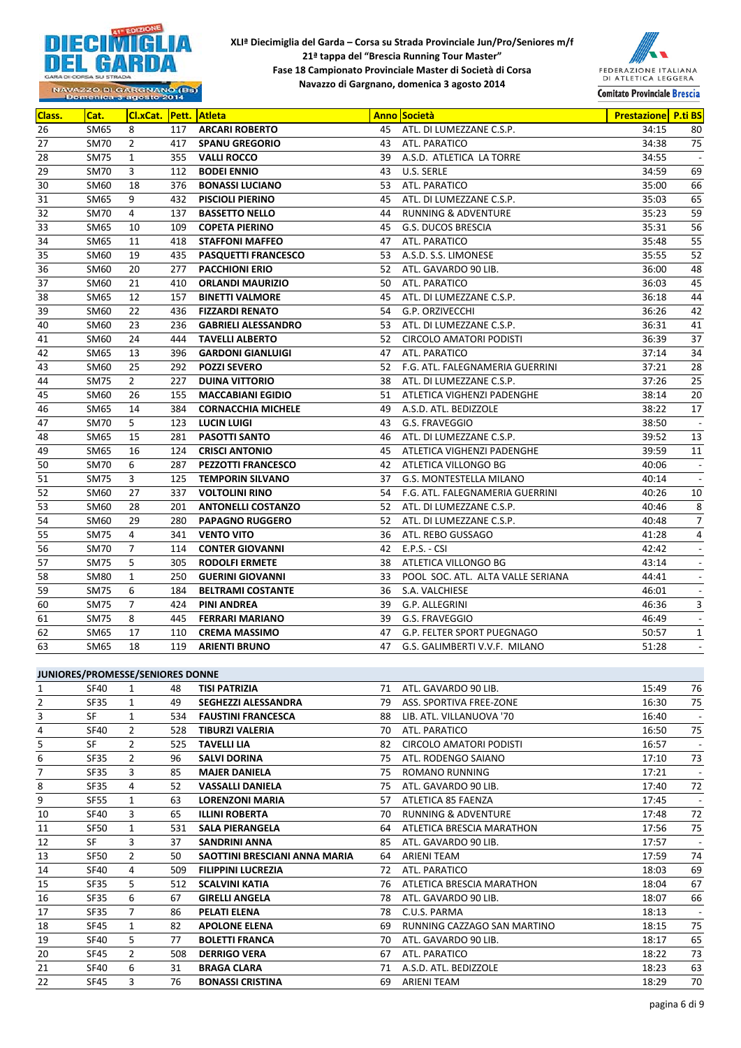**XLIª Diecimiglia del Garda – Corsa su Strada Provinciale Jun/Pro/Seniores m/f**
**21ª tappa del "Brescia Running Tour Master"**
**Fase 18 Campionato Provinciale Master di Società di Corsa**
**Navazzo di Gargnano, domenica 3 agosto 2014**

| Class. | Cat. | Cl.xCat. | Pett. | Atleta | Anno | Società | Prestazione | P.ti BS |
|---|---|---|---|---|---|---|---|---|
| 26 | SM65 | 8 | 117 | **ARCARI ROBERTO** | 45 | ATL. DI LUMEZZANE C.S.P. | 34:15 | 80 |
| 27 | SM70 | 2 | 417 | **SPANU GREGORIO** | 43 | ATL. PARATICO | 34:38 | 75 |
| 28 | SM75 | 1 | 355 | **VALLI ROCCO** | 39 | A.S.D. ATLETICA LA TORRE | 34:55 | - |
| 29 | SM70 | 3 | 112 | **BODEI ENNIO** | 43 | U.S. SERLE | 34:59 | 69 |
| 30 | SM60 | 18 | 376 | **BONASSI LUCIANO** | 53 | ATL. PARATICO | 35:00 | 66 |
| 31 | SM65 | 9 | 432 | **PISCIOLI PIERINO** | 45 | ATL. DI LUMEZZANE C.S.P. | 35:03 | 65 |
| 32 | SM70 | 4 | 137 | **BASSETTO NELLO** | 44 | RUNNING & ADVENTURE | 35:23 | 59 |
| 33 | SM65 | 10 | 109 | **COPETA PIERINO** | 45 | G.S. DUCOS BRESCIA | 35:31 | 56 |
| 34 | SM65 | 11 | 418 | **STAFFONI MAFFEO** | 47 | ATL. PARATICO | 35:48 | 55 |
| 35 | SM60 | 19 | 435 | **PASQUETTI FRANCESCO** | 53 | A.S.D. S.S. LIMONESE | 35:55 | 52 |
| 36 | SM60 | 20 | 277 | **PACCHIONI ERIO** | 52 | ATL. GAVARDO 90 LIB. | 36:00 | 48 |
| 37 | SM60 | 21 | 410 | **ORLANDI MAURIZIO** | 50 | ATL. PARATICO | 36:03 | 45 |
| 38 | SM65 | 12 | 157 | **BINETTI VALMORE** | 45 | ATL. DI LUMEZZANE C.S.P. | 36:18 | 44 |
| 39 | SM60 | 22 | 436 | **FIZZARDI RENATO** | 54 | G.P. ORZIVECCHI | 36:26 | 42 |
| 40 | SM60 | 23 | 236 | **GABRIELI ALESSANDRO** | 53 | ATL. DI LUMEZZANE C.S.P. | 36:31 | 41 |
| 41 | SM60 | 24 | 444 | **TAVELLI ALBERTO** | 52 | CIRCOLO AMATORI PODISTI | 36:39 | 37 |
| 42 | SM65 | 13 | 396 | **GARDONI GIANLUIGI** | 47 | ATL. PARATICO | 37:14 | 34 |
| 43 | SM60 | 25 | 292 | **POZZI SEVERO** | 52 | F.G. ATL. FALEGNAMERIA GUERRINI | 37:21 | 28 |
| 44 | SM75 | 2 | 227 | **DUINA VITTORIO** | 38 | ATL. DI LUMEZZANE C.S.P. | 37:26 | 25 |
| 45 | SM60 | 26 | 155 | **MACCABIANI EGIDIO** | 51 | ATLETICA VIGHENZI PADENGHE | 38:14 | 20 |
| 46 | SM65 | 14 | 384 | **CORNACCHIA MICHELE** | 49 | A.S.D. ATL. BEDIZZOLE | 38:22 | 17 |
| 47 | SM70 | 5 | 123 | **LUCIN LUIGI** | 43 | G.S. FRAVEGGIO | 38:50 | - |
| 48 | SM65 | 15 | 281 | **PASOTTI SANTO** | 46 | ATL. DI LUMEZZANE C.S.P. | 39:52 | 13 |
| 49 | SM65 | 16 | 124 | **CRISCI ANTONIO** | 45 | ATLETICA VIGHENZI PADENGHE | 39:59 | 11 |
| 50 | SM70 | 6 | 287 | **PEZZOTTI FRANCESCO** | 42 | ATLETICA VILLONGO BG | 40:06 | - |
| 51 | SM75 | 3 | 125 | **TEMPORIN SILVANO** | 37 | G.S. MONTESTELLA MILANO | 40:14 | - |
| 52 | SM60 | 27 | 337 | **VOLTOLINI RINO** | 54 | F.G. ATL. FALEGNAMERIA GUERRINI | 40:26 | 10 |
| 53 | SM60 | 28 | 201 | **ANTONELLI COSTANZO** | 52 | ATL. DI LUMEZZANE C.S.P. | 40:46 | 8 |
| 54 | SM60 | 29 | 280 | **PAPAGNO RUGGERO** | 52 | ATL. DI LUMEZZANE C.S.P. | 40:48 | 7 |
| 55 | SM75 | 4 | 341 | **VENTO VITO** | 36 | ATL. REBO GUSSAGO | 41:28 | 4 |
| 56 | SM70 | 7 | 114 | **CONTER GIOVANNI** | 42 | E.P.S. - CSI | 42:42 | - |
| 57 | SM75 | 5 | 305 | **RODOLFI ERMETE** | 38 | ATLETICA VILLONGO BG | 43:14 | - |
| 58 | SM80 | 1 | 250 | **GUERINI GIOVANNI** | 33 | POOL SOC. ATL. ALTA VALLE SERIANA | 44:41 | - |
| 59 | SM75 | 6 | 184 | **BELTRAMI COSTANTE** | 36 | S.A. VALCHIESE | 46:01 | - |
| 60 | SM75 | 7 | 424 | **PINI ANDREA** | 39 | G.P. ALLEGRINI | 46:36 | 3 |
| 61 | SM75 | 8 | 445 | **FERRARI MARIANO** | 39 | G.S. FRAVEGGIO | 46:49 | - |
| 62 | SM65 | 17 | 110 | **CREMA MASSIMO** | 47 | G.P. FELTER SPORT PUEGNAGO | 50:57 | 1 |
| 63 | SM65 | 18 | 119 | **ARIENTI BRUNO** | 47 | G.S. GALIMBERTI V.V.F. MILANO | 51:28 | - |

**JUNIORES/PROMESSE/SENIORES DONNE**

| Class. | Cat. | Cl.xCat. | Pett. | Atleta | Anno | Società | Prestazione | P.ti BS |
|---|---|---|---|---|---|---|---|---|
| 1 | SF40 | 1 | 48 | **TISI PATRIZIA** | 71 | ATL. GAVARDO 90 LIB. | 15:49 | 76 |
| 2 | SF35 | 1 | 49 | **SEGHEZZI ALESSANDRA** | 79 | ASS. SPORTIVA FREE-ZONE | 16:30 | 75 |
| 3 | SF | 1 | 534 | **FAUSTINI FRANCESCA** | 88 | LIB. ATL. VILLANUOVA '70 | 16:40 | - |
| 4 | SF40 | 2 | 528 | **TIBURZI VALERIA** | 70 | ATL. PARATICO | 16:50 | 75 |
| 5 | SF | 2 | 525 | **TAVELLI LIA** | 82 | CIRCOLO AMATORI PODISTI | 16:57 | - |
| 6 | SF35 | 2 | 96 | **SALVI DORINA** | 75 | ATL. RODENGO SAIANO | 17:10 | 73 |
| 7 | SF35 | 3 | 85 | **MAJER DANIELA** | 75 | ROMANO RUNNING | 17:21 | - |
| 8 | SF35 | 4 | 52 | **VASSALLI DANIELA** | 75 | ATL. GAVARDO 90 LIB. | 17:40 | 72 |
| 9 | SF55 | 1 | 63 | **LORENZONI MARIA** | 57 | ATLETICA 85 FAENZA | 17:45 | - |
| 10 | SF40 | 3 | 65 | **ILLINI ROBERTA** | 70 | RUNNING & ADVENTURE | 17:48 | 72 |
| 11 | SF50 | 1 | 531 | **SALA PIERANGELA** | 64 | ATLETICA BRESCIA MARATHON | 17:56 | 75 |
| 12 | SF | 3 | 37 | **SANDRINI ANNA** | 85 | ATL. GAVARDO 90 LIB. | 17:57 | - |
| 13 | SF50 | 2 | 50 | **SAOTTINI BRESCIANI ANNA MARIA** | 64 | ARIENI TEAM | 17:59 | 74 |
| 14 | SF40 | 4 | 509 | **FILIPPINI LUCREZIA** | 72 | ATL. PARATICO | 18:03 | 69 |
| 15 | SF35 | 5 | 512 | **SCALVINI KATIA** | 76 | ATLETICA BRESCIA MARATHON | 18:04 | 67 |
| 16 | SF35 | 6 | 67 | **GIRELLI ANGELA** | 78 | ATL. GAVARDO 90 LIB. | 18:07 | 66 |
| 17 | SF35 | 7 | 86 | **PELATI ELENA** | 78 | C.U.S. PARMA | 18:13 | - |
| 18 | SF45 | 1 | 82 | **APOLONE ELENA** | 69 | RUNNING CAZZAGO SAN MARTINO | 18:15 | 75 |
| 19 | SF40 | 5 | 77 | **BOLETTI FRANCA** | 70 | ATL. GAVARDO 90 LIB. | 18:17 | 65 |
| 20 | SF45 | 2 | 508 | **DERRIGO VERA** | 67 | ATL. PARATICO | 18:22 | 73 |
| 21 | SF40 | 6 | 31 | **BRAGA CLARA** | 71 | A.S.D. ATL. BEDIZZOLE | 18:23 | 63 |
| 22 | SF45 | 3 | 76 | **BONASSI CRISTINA** | 69 | ARIENI TEAM | 18:29 | 70 |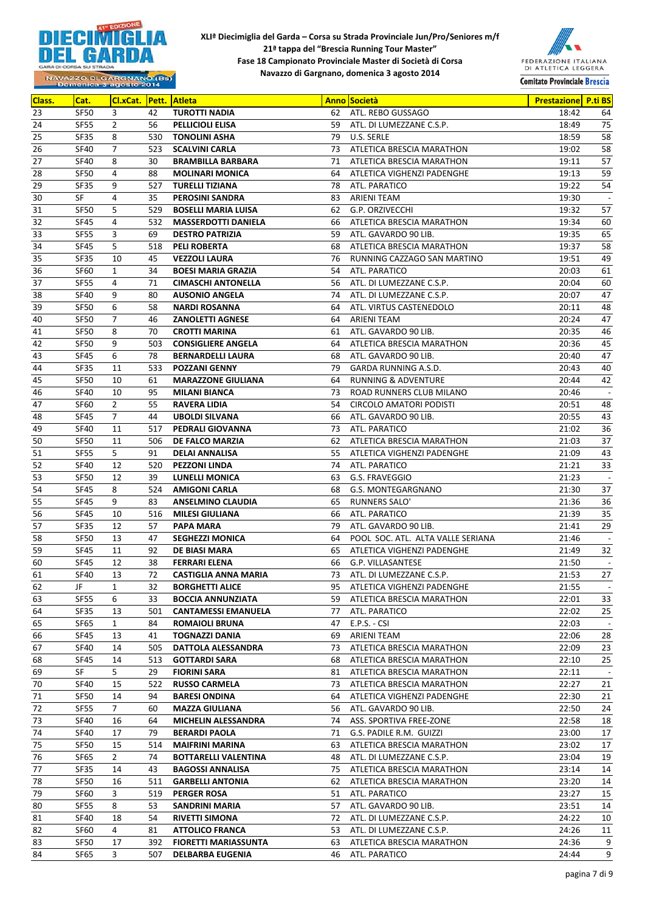**XLIª Diecimiglia del Garda – Corsa su Strada Provinciale Jun/Pro/Seniores m/f**
**21ª tappa del "Brescia Running Tour Master"**
**Fase 18 Campionato Provinciale Master di Società di Corsa**
**Navazzo di Gargnano, domenica 3 agosto 2014**

| Class. | Cat. | Cl.xCat. | Pett. | Atleta | Anno | Società | Prestazione | P.ti BS |
|---|---|---|---|---|---|---|---|---|
| 23 | SF50 | 3 | 42 | TUROTTI NADIA | 62 | ATL. REBO GUSSAGO | 18:42 | 64 |
| 24 | SF55 | 2 | 56 | PELLICIOLI ELISA | 59 | ATL. DI LUMEZZANE C.S.P. | 18:49 | 75 |
| 25 | SF35 | 8 | 530 | TONOLINI ASHA | 79 | U.S. SERLE | 18:59 | 58 |
| 26 | SF40 | 7 | 523 | SCALVINI CARLA | 73 | ATLETICA BRESCIA MARATHON | 19:02 | 58 |
| 27 | SF40 | 8 | 30 | BRAMBILLA BARBARA | 71 | ATLETICA BRESCIA MARATHON | 19:11 | 57 |
| 28 | SF50 | 4 | 88 | MOLINARI MONICA | 64 | ATLETICA VIGHENZI PADENGHE | 19:13 | 59 |
| 29 | SF35 | 9 | 527 | TURELLI TIZIANA | 78 | ATL. PARATICO | 19:22 | 54 |
| 30 | SF | 4 | 35 | PEROSINI SANDRA | 83 | ARIENI TEAM | 19:30 | - |
| 31 | SF50 | 5 | 529 | BOSELLI MARIA LUISA | 62 | G.P. ORZIVECCHI | 19:32 | 57 |
| 32 | SF45 | 4 | 532 | MASSERDOTTI DANIELA | 66 | ATLETICA BRESCIA MARATHON | 19:34 | 60 |
| 33 | SF55 | 3 | 69 | DESTRO PATRIZIA | 59 | ATL. GAVARDO 90 LIB. | 19:35 | 65 |
| 34 | SF45 | 5 | 518 | PELI ROBERTA | 68 | ATLETICA BRESCIA MARATHON | 19:37 | 58 |
| 35 | SF35 | 10 | 45 | VEZZOLI LAURA | 76 | RUNNING CAZZAGO SAN MARTINO | 19:51 | 49 |
| 36 | SF60 | 1 | 34 | BOESI MARIA GRAZIA | 54 | ATL. PARATICO | 20:03 | 61 |
| 37 | SF55 | 4 | 71 | CIMASCHI ANTONELLA | 56 | ATL. DI LUMEZZANE C.S.P. | 20:04 | 60 |
| 38 | SF40 | 9 | 80 | AUSONIO ANGELA | 74 | ATL. DI LUMEZZANE C.S.P. | 20:07 | 47 |
| 39 | SF50 | 6 | 58 | NARDI ROSANNA | 64 | ATL. VIRTUS CASTENEDOLO | 20:11 | 48 |
| 40 | SF50 | 7 | 46 | ZANOLETTI AGNESE | 64 | ARIENI TEAM | 20:24 | 47 |
| 41 | SF50 | 8 | 70 | CROTTI MARINA | 61 | ATL. GAVARDO 90 LIB. | 20:35 | 46 |
| 42 | SF50 | 9 | 503 | CONSIGLIERE ANGELA | 64 | ATLETICA BRESCIA MARATHON | 20:36 | 45 |
| 43 | SF45 | 6 | 78 | BERNARDELLI LAURA | 68 | ATL. GAVARDO 90 LIB. | 20:40 | 47 |
| 44 | SF35 | 11 | 533 | POZZANI GENNY | 79 | GARDA RUNNING A.S.D. | 20:43 | 40 |
| 45 | SF50 | 10 | 61 | MARAZZONE GIULIANA | 64 | RUNNING & ADVENTURE | 20:44 | 42 |
| 46 | SF40 | 10 | 95 | MILANI BIANCA | 73 | ROAD RUNNERS CLUB MILANO | 20:46 | - |
| 47 | SF60 | 2 | 55 | RAVERA LIDIA | 54 | CIRCOLO AMATORI PODISTI | 20:51 | 48 |
| 48 | SF45 | 7 | 44 | UBOLDI SILVANA | 66 | ATL. GAVARDO 90 LIB. | 20:55 | 43 |
| 49 | SF40 | 11 | 517 | PEDRALI GIOVANNA | 73 | ATL. PARATICO | 21:02 | 36 |
| 50 | SF50 | 11 | 506 | DE FALCO MARZIA | 62 | ATLETICA BRESCIA MARATHON | 21:03 | 37 |
| 51 | SF55 | 5 | 91 | DELAI ANNALISA | 55 | ATLETICA VIGHENZI PADENGHE | 21:09 | 43 |
| 52 | SF40 | 12 | 520 | PEZZONI LINDA | 74 | ATL. PARATICO | 21:21 | 33 |
| 53 | SF50 | 12 | 39 | LUNELLI MONICA | 63 | G.S. FRAVEGGIO | 21:23 | - |
| 54 | SF45 | 8 | 524 | AMIGONI CARLA | 68 | G.S. MONTEGARGNANO | 21:30 | 37 |
| 55 | SF45 | 9 | 83 | ANSELMINO CLAUDIA | 65 | RUNNERS SALO' | 21:36 | 36 |
| 56 | SF45 | 10 | 516 | MILESI GIULIANA | 66 | ATL. PARATICO | 21:39 | 35 |
| 57 | SF35 | 12 | 57 | PAPA MARA | 79 | ATL. GAVARDO 90 LIB. | 21:41 | 29 |
| 58 | SF50 | 13 | 47 | SEGHEZZI MONICA | 64 | POOL SOC. ATL. ALTA VALLE SERIANA | 21:46 | - |
| 59 | SF45 | 11 | 92 | DE BIASI MARA | 65 | ATLETICA VIGHENZI PADENGHE | 21:49 | 32 |
| 60 | SF45 | 12 | 38 | FERRARI ELENA | 66 | G.P. VILLASANTESE | 21:50 | - |
| 61 | SF40 | 13 | 72 | CASTIGLIA ANNA MARIA | 73 | ATL. DI LUMEZZANE C.S.P. | 21:53 | 27 |
| 62 | JF | 1 | 32 | BORGHETTI ALICE | 95 | ATLETICA VIGHENZI PADENGHE | 21:55 | - |
| 63 | SF55 | 6 | 33 | BOCCIA ANNUNZIATA | 59 | ATLETICA BRESCIA MARATHON | 22:01 | 33 |
| 64 | SF35 | 13 | 501 | CANTAMESSI EMANUELA | 77 | ATL. PARATICO | 22:02 | 25 |
| 65 | SF65 | 1 | 84 | ROMAIOLI BRUNA | 47 | E.P.S. - CSI | 22:03 | - |
| 66 | SF45 | 13 | 41 | TOGNAZZI DANIA | 69 | ARIENI TEAM | 22:06 | 28 |
| 67 | SF40 | 14 | 505 | DATTOLA ALESSANDRA | 73 | ATLETICA BRESCIA MARATHON | 22:09 | 23 |
| 68 | SF45 | 14 | 513 | GOTTARDI SARA | 68 | ATLETICA BRESCIA MARATHON | 22:10 | 25 |
| 69 | SF | 5 | 29 | FIORINI SARA | 81 | ATLETICA BRESCIA MARATHON | 22:11 | - |
| 70 | SF40 | 15 | 522 | RUSSO CARMELA | 73 | ATLETICA BRESCIA MARATHON | 22:27 | 21 |
| 71 | SF50 | 14 | 94 | BARESI ONDINA | 64 | ATLETICA VIGHENZI PADENGHE | 22:30 | 21 |
| 72 | SF55 | 7 | 60 | MAZZA GIULIANA | 56 | ATL. GAVARDO 90 LIB. | 22:50 | 24 |
| 73 | SF40 | 16 | 64 | MICHELIN ALESSANDRA | 74 | ASS. SPORTIVA FREE-ZONE | 22:58 | 18 |
| 74 | SF40 | 17 | 79 | BERARDI PAOLA | 71 | G.S. PADILE R.M. GUIZZI | 23:00 | 17 |
| 75 | SF50 | 15 | 514 | MAIFRINI MARINA | 63 | ATLETICA BRESCIA MARATHON | 23:02 | 17 |
| 76 | SF65 | 2 | 74 | BOTTARELLI VALENTINA | 48 | ATL. DI LUMEZZANE C.S.P. | 23:04 | 19 |
| 77 | SF35 | 14 | 43 | BAGOSSI ANNALISA | 75 | ATLETICA BRESCIA MARATHON | 23:14 | 14 |
| 78 | SF50 | 16 | 511 | GARBELLI ANTONIA | 62 | ATLETICA BRESCIA MARATHON | 23:20 | 14 |
| 79 | SF60 | 3 | 519 | PERGER ROSA | 51 | ATL. PARATICO | 23:27 | 15 |
| 80 | SF55 | 8 | 53 | SANDRINI MARIA | 57 | ATL. GAVARDO 90 LIB. | 23:51 | 14 |
| 81 | SF40 | 18 | 54 | RIVETTI SIMONA | 72 | ATL. DI LUMEZZANE C.S.P. | 24:22 | 10 |
| 82 | SF60 | 4 | 81 | ATTOLICO FRANCA | 53 | ATL. DI LUMEZZANE C.S.P. | 24:26 | 11 |
| 83 | SF50 | 17 | 392 | FIORETTI MARIASSUNTA | 63 | ATLETICA BRESCIA MARATHON | 24:36 | 9 |
| 84 | SF65 | 3 | 507 | DELBARBA EUGENIA | 46 | ATL. PARATICO | 24:44 | 9 |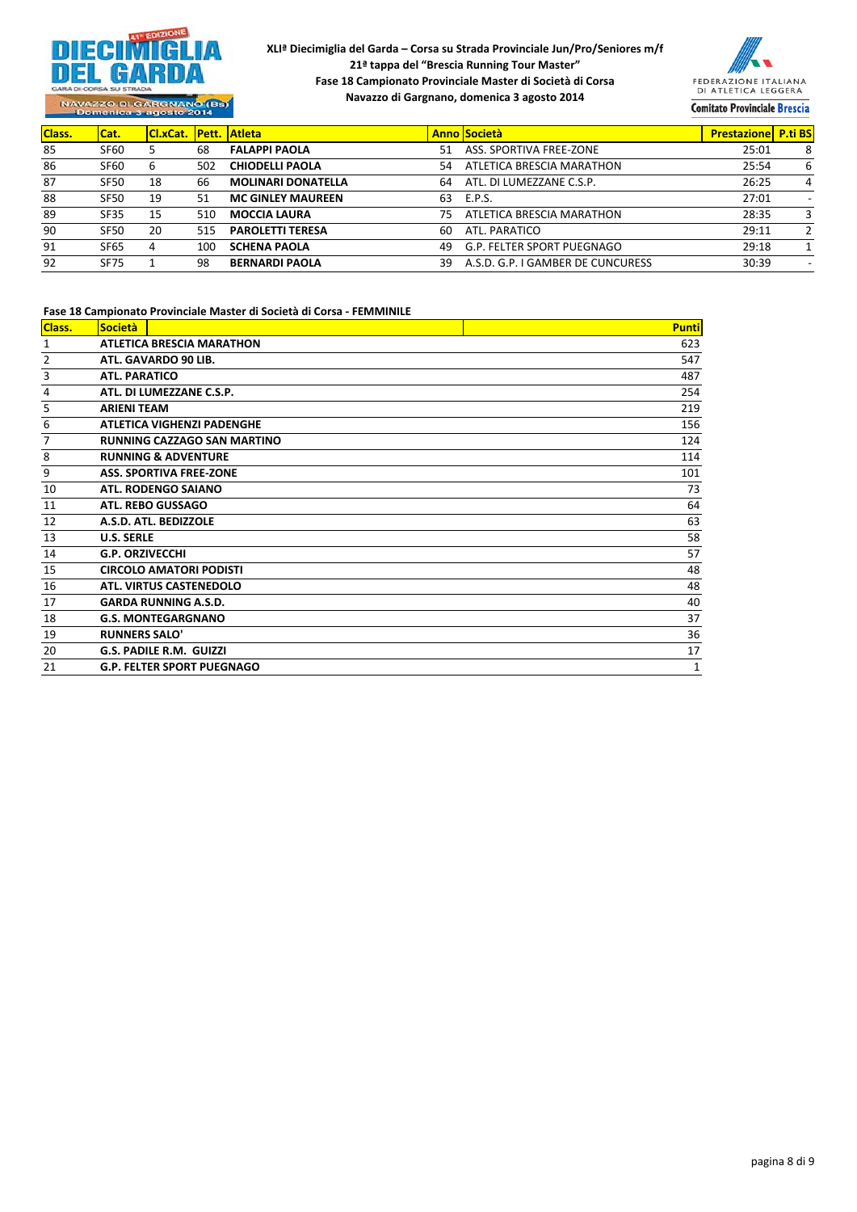**XLIª Diecimiglia del Garda – Corsa su Strada Provinciale Jun/Pro/Seniores m/f**
**21ª tappa del "Brescia Running Tour Master"**
**Fase 18 Campionato Provinciale Master di Società di Corsa**
**Navazzo di Gargnano, domenica 3 agosto 2014**

| Class. | Cat. | Cl.xCat. | Pett. | Atleta | Anno | Società | Prestazione | P.ti BS |
|---|---|---|---|---|---|---|---|---|
| 85 | SF60 | 5 | 68 | **FALAPPI PAOLA** | 51 | ASS. SPORTIVA FREE-ZONE | 25:01 | 8 |
| 86 | SF60 | 6 | 502 | **CHIODELLI PAOLA** | 54 | ATLETICA BRESCIA MARATHON | 25:54 | 6 |
| 87 | SF50 | 18 | 66 | **MOLINARI DONATELLA** | 64 | ATL. DI LUMEZZANE C.S.P. | 26:25 | 4 |
| 88 | SF50 | 19 | 51 | **MC GINLEY MAUREEN** | 63 | E.P.S. | 27:01 | - |
| 89 | SF35 | 15 | 510 | **MOCCIA LAURA** | 75 | ATLETICA BRESCIA MARATHON | 28:35 | 3 |
| 90 | SF50 | 20 | 515 | **PAROLETTI TERESA** | 60 | ATL. PARATICO | 29:11 | 2 |
| 91 | SF65 | 4 | 100 | **SCHENA PAOLA** | 49 | G.P. FELTER SPORT PUEGNAGO | 29:18 | 1 |
| 92 | SF75 | 1 | 98 | **BERNARDI PAOLA** | 39 | A.S.D. G.P. I GAMBER DE CUNCURESS | 30:39 | - |

**Fase 18 Campionato Provinciale Master di Società di Corsa - FEMMINILE**

| Class. | Società | Punti |
|---|---|---|
| 1 | **ATLETICA BRESCIA MARATHON** | 623 |
| 2 | **ATL. GAVARDO 90 LIB.** | 547 |
| 3 | **ATL. PARATICO** | 487 |
| 4 | **ATL. DI LUMEZZANE C.S.P.** | 254 |
| 5 | **ARIENI TEAM** | 219 |
| 6 | **ATLETICA VIGHENZI PADENGHE** | 156 |
| 7 | **RUNNING CAZZAGO SAN MARTINO** | 124 |
| 8 | **RUNNING & ADVENTURE** | 114 |
| 9 | **ASS. SPORTIVA FREE-ZONE** | 101 |
| 10 | **ATL. RODENGO SAIANO** | 73 |
| 11 | **ATL. REBO GUSSAGO** | 64 |
| 12 | **A.S.D. ATL. BEDIZZOLE** | 63 |
| 13 | **U.S. SERLE** | 58 |
| 14 | **G.P. ORZIVECCHI** | 57 |
| 15 | **CIRCOLO AMATORI PODISTI** | 48 |
| 16 | **ATL. VIRTUS CASTENEDOLO** | 48 |
| 17 | **GARDA RUNNING A.S.D.** | 40 |
| 18 | **G.S. MONTEGARGNANO** | 37 |
| 19 | **RUNNERS SALO'** | 36 |
| 20 | **G.S. PADILE R.M. GUIZZI** | 17 |
| 21 | **G.P. FELTER SPORT PUEGNAGO** | 1 |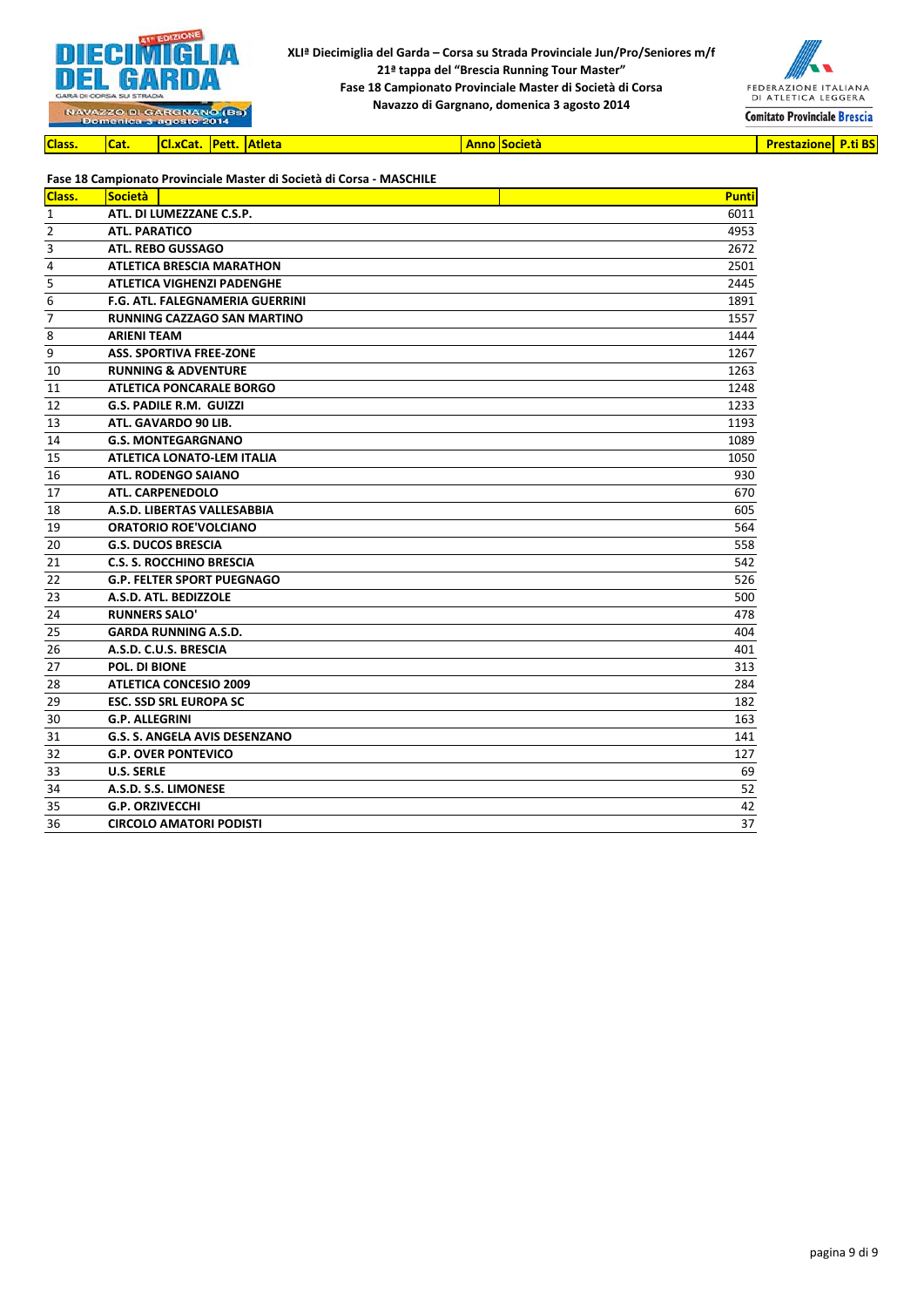XLIª Diecimiglia del Garda – Corsa su Strada Provinciale Jun/Pro/Seniores m/f
21ª tappa del "Brescia Running Tour Master"
Fase 18 Campionato Provinciale Master di Società di Corsa
Navazzo di Gargnano, domenica 3 agosto 2014

| Class. | Cat. | Cl.xCat. | Pett. | Atleta | Anno | Società | Prestazione | P.ti BS |
|---|---|---|---|---|---|---|---|---|

### Fase 18 Campionato Provinciale Master di Società di Corsa - MASCHILE

| Class. | Società | Punti |
|---|---|---|
| 1 | ATL. DI LUMEZZANE C.S.P. | 6011 |
| 2 | ATL. PARATICO | 4953 |
| 3 | ATL. REBO GUSSAGO | 2672 |
| 4 | ATLETICA BRESCIA MARATHON | 2501 |
| 5 | ATLETICA VIGHENZI PADENGHE | 2445 |
| 6 | F.G. ATL. FALEGNAMERIA GUERRINI | 1891 |
| 7 | RUNNING CAZZAGO SAN MARTINO | 1557 |
| 8 | ARIENI TEAM | 1444 |
| 9 | ASS. SPORTIVA FREE-ZONE | 1267 |
| 10 | RUNNING & ADVENTURE | 1263 |
| 11 | ATLETICA PONCARALE BORGO | 1248 |
| 12 | G.S. PADILE R.M. GUIZZI | 1233 |
| 13 | ATL. GAVARDO 90 LIB. | 1193 |
| 14 | G.S. MONTEGARGNANO | 1089 |
| 15 | ATLETICA LONATO-LEM ITALIA | 1050 |
| 16 | ATL. RODENGO SAIANO | 930 |
| 17 | ATL. CARPENEDOLO | 670 |
| 18 | A.S.D. LIBERTAS VALLESABBIA | 605 |
| 19 | ORATORIO ROE'VOLCIANO | 564 |
| 20 | G.S. DUCOS BRESCIA | 558 |
| 21 | C.S. S. ROCCHINO BRESCIA | 542 |
| 22 | G.P. FELTER SPORT PUEGNAGO | 526 |
| 23 | A.S.D. ATL. BEDIZZOLE | 500 |
| 24 | RUNNERS SALO' | 478 |
| 25 | GARDA RUNNING A.S.D. | 404 |
| 26 | A.S.D. C.U.S. BRESCIA | 401 |
| 27 | POL. DI BIONE | 313 |
| 28 | ATLETICA CONCESIO 2009 | 284 |
| 29 | ESC. SSD SRL EUROPA SC | 182 |
| 30 | G.P. ALLEGRINI | 163 |
| 31 | G.S. S. ANGELA AVIS DESENZANO | 141 |
| 32 | G.P. OVER PONTEVICO | 127 |
| 33 | U.S. SERLE | 69 |
| 34 | A.S.D. S.S. LIMONESE | 52 |
| 35 | G.P. ORZIVECCHI | 42 |
| 36 | CIRCOLO AMATORI PODISTI | 37 |